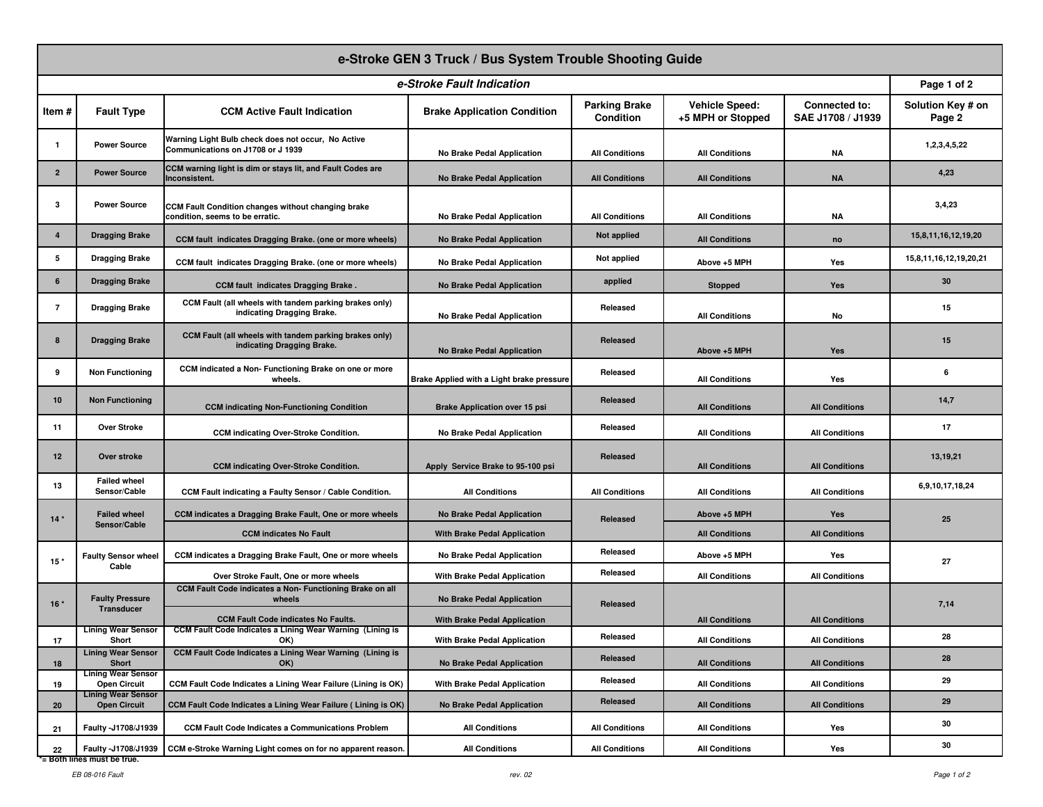# e-Stroke GEN 3 Truck / Bus System Trouble Shooting Guide

## e-Stroke Fault Indication

| Item # | Fault Type | CCM Active Fault Indication | Brake Application Condition | Parking Brake Condition | Vehicle Speed: +5 MPH or Stopped | Connected to: SAE J1708 / J1939 | Solution Key # on Page 2 |
|---|---|---|---|---|---|---|---|
| 1 | Power Source | Warning Light Bulb check does not occur, No Active Communications on J1708 or J 1939 | No Brake Pedal Application | All Conditions | All Conditions | NA | 1,2,3,4,5,22 |
| 2 | Power Source | CCM warning light is dim or stays lit, and Fault Codes are Inconsistent. | No Brake Pedal Application | All Conditions | All Conditions | NA | 4,23 |
| 3 | Power Source | CCM Fault Condition changes without changing brake condition, seems to be erratic. | No Brake Pedal Application | All Conditions | All Conditions | NA | 3,4,23 |
| 4 | Dragging Brake | CCM fault indicates Dragging Brake. (one or more wheels) | No Brake Pedal Application | Not applied | All Conditions | no | 15,8,11,16,12,19,20 |
| 5 | Dragging Brake | CCM fault indicates Dragging Brake. (one or more wheels) | No Brake Pedal Application | Not applied | Above +5 MPH | Yes | 15,8,11,16,12,19,20,21 |
| 6 | Dragging Brake | CCM fault indicates Dragging Brake . | No Brake Pedal Application | applied | Stopped | Yes | 30 |
| 7 | Dragging Brake | CCM Fault (all wheels with tandem parking brakes only) indicating Dragging Brake. | No Brake Pedal Application | Released | All Conditions | No | 15 |
| 8 | Dragging Brake | CCM Fault (all wheels with tandem parking brakes only) indicating Dragging Brake. | No Brake Pedal Application | Released | Above +5 MPH | Yes | 15 |
| 9 | Non Functioning | CCM indicated a Non- Functioning Brake on one or more wheels. | Brake Applied with a Light brake pressure | Released | All Conditions | Yes | 6 |
| 10 | Non Functioning | CCM indicating Non-Functioning Condition | Brake Application over 15 psi | Released | All Conditions | All Conditions | 14,7 |
| 11 | Over Stroke | CCM indicating Over-Stroke Condition. | No Brake Pedal Application | Released | All Conditions | All Conditions | 17 |
| 12 | Over stroke | CCM indicating Over-Stroke Condition. | Apply Service Brake to 95-100 psi | Released | All Conditions | All Conditions | 13,19,21 |
| 13 | Failed wheel Sensor/Cable | CCM Fault indicating a Faulty Sensor / Cable Condition. | All Conditions | All Conditions | All Conditions | All Conditions | 6,9,10,17,18,24 |
| 14 * | Failed wheel Sensor/Cable | CCM indicates a Dragging Brake Fault, One or more wheels | No Brake Pedal Application | Released | Above +5 MPH | Yes | 25 |
| | | CCM indicates No Fault | With Brake Pedal Application | | All Conditions | All Conditions | |
| 15 * | Faulty Sensor wheel Cable | CCM indicates a Dragging Brake Fault, One or more wheels | No Brake Pedal Application | Released | Above +5 MPH | Yes | 27 |
| | | Over Stroke Fault, One or more wheels | With Brake Pedal Application | Released | All Conditions | All Conditions | |
| 16 * | Faulty Pressure Transducer | CCM Fault Code indicates a Non- Functioning Brake on all wheels | No Brake Pedal Application | Released | | | 7,14 |
| | | CCM Fault Code indicates No Faults. | With Brake Pedal Application | | All Conditions | All Conditions | |
| 17 | Lining Wear Sensor Short | CCM Fault Code Indicates a Lining Wear Warning (Lining is OK) | With Brake Pedal Application | Released | All Conditions | All Conditions | 28 |
| 18 | Lining Wear Sensor Short | CCM Fault Code Indicates a Lining Wear Warning (Lining is OK) | No Brake Pedal Application | Released | All Conditions | All Conditions | 28 |
| 19 | Lining Wear Sensor Open Circuit | CCM Fault Code Indicates a Lining Wear Failure (Lining is OK) | With Brake Pedal Application | Released | All Conditions | All Conditions | 29 |
| 20 | Lining Wear Sensor Open Circuit | CCM Fault Code Indicates a Lining Wear Failure ( Lining is OK) | No Brake Pedal Application | Released | All Conditions | All Conditions | 29 |
| 21 | Faulty -J1708/J1939 | CCM Fault Code Indicates a Communications Problem | All Conditions | All Conditions | All Conditions | Yes | 30 |
| 22 | Faulty -J1708/J1939 | CCM e-Stroke Warning Light comes on for no apparent reason. | All Conditions | All Conditions | All Conditions | Yes | 30 |

*= Both lines must be true.

EB 08-016 Fault rev. 02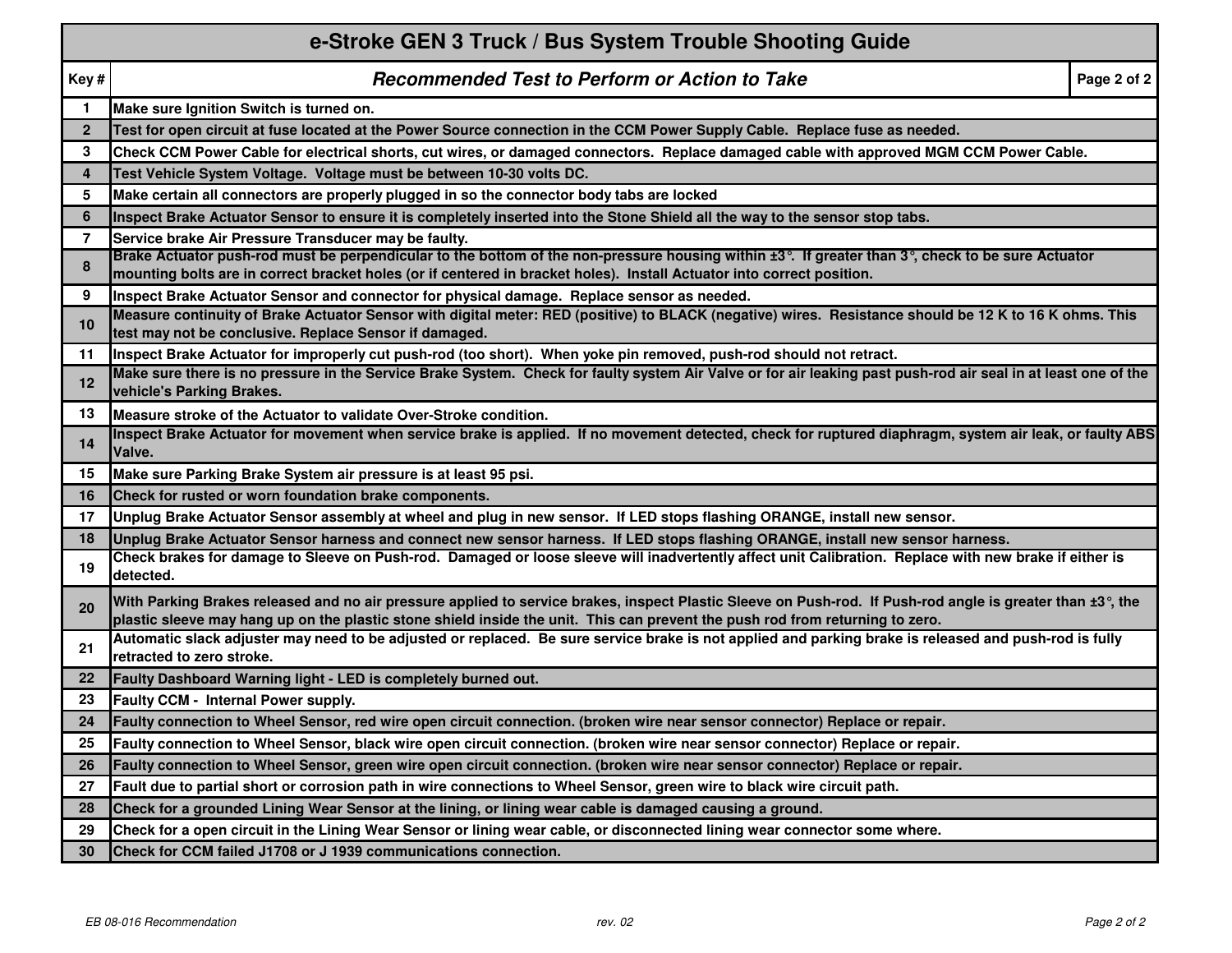# e-Stroke GEN 3 Truck / Bus System Trouble Shooting Guide

| Key # | *Recommended Test to Perform or Action to Take* |
|---|---|
| 1 | Make sure Ignition Switch is turned on. |
| 2 | Test for open circuit at fuse located at the Power Source connection in the CCM Power Supply Cable. Replace fuse as needed. |
| 3 | Check CCM Power Cable for electrical shorts, cut wires, or damaged connectors. Replace damaged cable with approved MGM CCM Power Cable. |
| 4 | Test Vehicle System Voltage. Voltage must be between 10-30 volts DC. |
| 5 | Make certain all connectors are properly plugged in so the connector body tabs are locked |
| 6 | Inspect Brake Actuator Sensor to ensure it is completely inserted into the Stone Shield all the way to the sensor stop tabs. |
| 7 | Service brake Air Pressure Transducer may be faulty. |
| 8 | Brake Actuator push-rod must be perpendicular to the bottom of the non-pressure housing within ±3°. If greater than 3°, check to be sure Actuator mounting bolts are in correct bracket holes (or if centered in bracket holes). Install Actuator into correct position. |
| 9 | Inspect Brake Actuator Sensor and connector for physical damage. Replace sensor as needed. |
| 10 | Measure continuity of Brake Actuator Sensor with digital meter: RED (positive) to BLACK (negative) wires. Resistance should be 12 K to 16 K ohms. This test may not be conclusive. Replace Sensor if damaged. |
| 11 | Inspect Brake Actuator for improperly cut push-rod (too short). When yoke pin removed, push-rod should not retract. |
| 12 | Make sure there is no pressure in the Service Brake System. Check for faulty system Air Valve or for air leaking past push-rod air seal in at least one of the vehicle's Parking Brakes. |
| 13 | Measure stroke of the Actuator to validate Over-Stroke condition. |
| 14 | Inspect Brake Actuator for movement when service brake is applied. If no movement detected, check for ruptured diaphragm, system air leak, or faulty ABS Valve. |
| 15 | Make sure Parking Brake System air pressure is at least 95 psi. |
| 16 | Check for rusted or worn foundation brake components. |
| 17 | Unplug Brake Actuator Sensor assembly at wheel and plug in new sensor. If LED stops flashing ORANGE, install new sensor. |
| 18 | Unplug Brake Actuator Sensor harness and connect new sensor harness. If LED stops flashing ORANGE, install new sensor harness. |
| 19 | Check brakes for damage to Sleeve on Push-rod. Damaged or loose sleeve will inadvertently affect unit Calibration. Replace with new brake if either is detected. |
| 20 | With Parking Brakes released and no air pressure applied to service brakes, inspect Plastic Sleeve on Push-rod. If Push-rod angle is greater than ±3°, the plastic sleeve may hang up on the plastic stone shield inside the unit. This can prevent the push rod from returning to zero. |
| 21 | Automatic slack adjuster may need to be adjusted or replaced. Be sure service brake is not applied and parking brake is released and push-rod is fully retracted to zero stroke. |
| 22 | Faulty Dashboard Warning light - LED is completely burned out. |
| 23 | Faulty CCM - Internal Power supply. |
| 24 | Faulty connection to Wheel Sensor, red wire open circuit connection. (broken wire near sensor connector) Replace or repair. |
| 25 | Faulty connection to Wheel Sensor, black wire open circuit connection. (broken wire near sensor connector) Replace or repair. |
| 26 | Faulty connection to Wheel Sensor, green wire open circuit connection. (broken wire near sensor connector) Replace or repair. |
| 27 | Fault due to partial short or corrosion path in wire connections to Wheel Sensor, green wire to black wire circuit path. |
| 28 | Check for a grounded Lining Wear Sensor at the lining, or lining wear cable is damaged causing a ground. |
| 29 | Check for a open circuit in the Lining Wear Sensor or lining wear cable, or disconnected lining wear connector some where. |
| 30 | Check for CCM failed J1708 or J 1939 communications connection. |

*EB 08-016 Recommendation* *rev. 02*